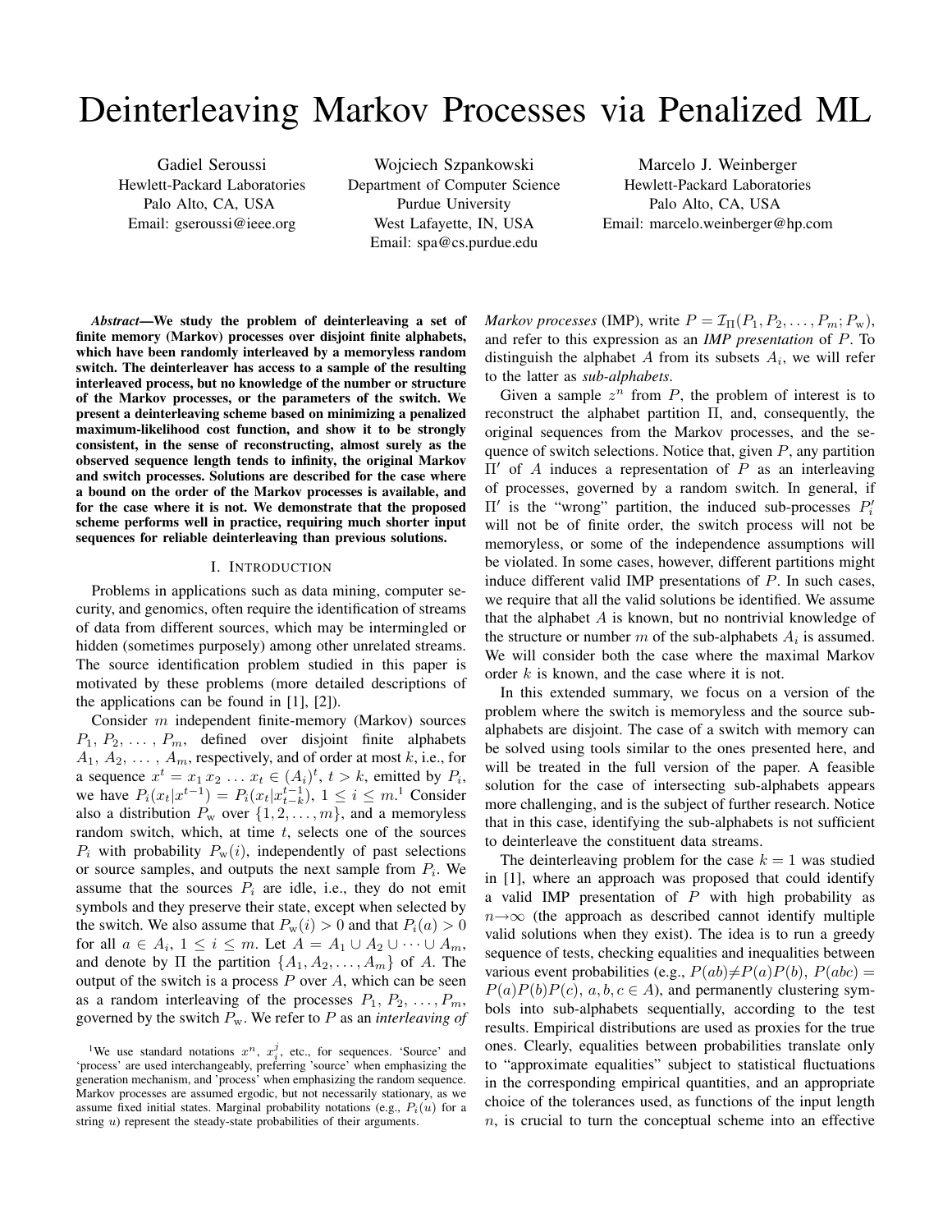# Deinterleaving Markov Processes via Penalized ML

Gadiel Seroussi
Hewlett-Packard Laboratories
Palo Alto, CA, USA
Email: gseroussi@ieee.org

Wojciech Szpankowski
Department of Computer Science
Purdue University
West Lafayette, IN, USA
Email: spa@cs.purdue.edu

Marcelo J. Weinberger
Hewlett-Packard Laboratories
Palo Alto, CA, USA
Email: marcelo.weinberger@hp.com

***Abstract*—We study the problem of deinterleaving a set of finite memory (Markov) processes over disjoint finite alphabets, which have been randomly interleaved by a memoryless random switch. The deinterleaver has access to a sample of the resulting interleaved process, but no knowledge of the number or structure of the Markov processes, or the parameters of the switch. We present a deinterleaving scheme based on minimizing a penalized maximum-likelihood cost function, and show it to be strongly consistent, in the sense of reconstructing, almost surely as the observed sequence length tends to infinity, the original Markov and switch processes. Solutions are described for the case where a bound on the order of the Markov processes is available, and for the case where it is not. We demonstrate that the proposed scheme performs well in practice, requiring much shorter input sequences for reliable deinterleaving than previous solutions.**

## I. Introduction

Problems in applications such as data mining, computer security, and genomics, often require the identification of streams of data from different sources, which may be intermingled or hidden (sometimes purposely) among other unrelated streams. The source identification problem studied in this paper is motivated by these problems (more detailed descriptions of the applications can be found in [1], [2]).

Consider $m$ independent finite-memory (Markov) sources $P_1, P_2, \ldots, P_m$, defined over disjoint finite alphabets $A_1, A_2, \ldots, A_m$, respectively, and of order at most $k$, i.e., for a sequence $x^t = x_1 x_2 \ldots x_t \in (A_i)^t$, $t > k$, emitted by $P_i$, we have $P_i(x_t|x^{t-1}) = P_i(x_t|x_{t-k}^{t-1})$, $1 \le i \le m$.[1] Consider also a distribution $P_{\mathrm{w}}$ over $\{1, 2, \ldots, m\}$, and a memoryless random switch, which, at time $t$, selects one of the sources $P_i$ with probability $P_{\mathrm{w}}(i)$, independently of past selections or source samples, and outputs the next sample from $P_i$. We assume that the sources $P_i$ are idle, i.e., they do not emit symbols and they preserve their state, except when selected by the switch. We also assume that $P_{\mathrm{w}}(i) > 0$ and that $P_i(a) > 0$ for all $a \in A_i$, $1 \le i \le m$. Let $A = A_1 \cup A_2 \cup \cdots \cup A_m$, and denote by $\Pi$ the partition $\{A_1, A_2, \ldots, A_m\}$ of $A$. The output of the switch is a process $P$ over $A$, which can be seen as a random interleaving of the processes $P_1, P_2, \ldots, P_m$, governed by the switch $P_{\mathrm{w}}$. We refer to $P$ as an *interleaving of Markov processes* (IMP), write $P = \mathcal{I}_\Pi(P_1, P_2, \ldots, P_m; P_{\mathrm{w}})$, and refer to this expression as an ***IMP presentation*** of $P$. To distinguish the alphabet $A$ from its subsets $A_i$, we will refer to the latter as *sub-alphabets*.

Given a sample $z^n$ from $P$, the problem of interest is to reconstruct the alphabet partition $\Pi$, and, consequently, the original sequences from the Markov processes, and the sequence of switch selections. Notice that, given $P$, any partition $\Pi'$ of $A$ induces a representation of $P$ as an interleaving of processes, governed by a random switch. In general, if $\Pi'$ is the "wrong" partition, the induced sub-processes $P_i'$ will not be of finite order, the switch process will not be memoryless, or some of the independence assumptions will be violated. In some cases, however, different partitions might induce different valid IMP presentations of $P$. In such cases, we require that all the valid solutions be identified. We assume that the alphabet $A$ is known, but no nontrivial knowledge of the structure or number $m$ of the sub-alphabets $A_i$ is assumed. We will consider both the case where the maximal Markov order $k$ is known, and the case where it is not.

In this extended summary, we focus on a version of the problem where the switch is memoryless and the source sub-alphabets are disjoint. The case of a switch with memory can be solved using tools similar to the ones presented here, and will be treated in the full version of the paper. A feasible solution for the case of intersecting sub-alphabets appears more challenging, and is the subject of further research. Notice that in this case, identifying the sub-alphabets is not sufficient to deinterleave the constituent data streams.

The deinterleaving problem for the case $k = 1$ was studied in [1], where an approach was proposed that could identify a valid IMP presentation of $P$ with high probability as $n \to \infty$ (the approach as described cannot identify multiple valid solutions when they exist). The idea is to run a greedy sequence of tests, checking equalities and inequalities between various event probabilities (e.g., $P(ab) \neq P(a)P(b)$, $P(abc) = P(a)P(b)P(c)$, $a, b, c \in A$), and permanently clustering symbols into sub-alphabets sequentially, according to the test results. Empirical distributions are used as proxies for the true ones. Clearly, equalities between probabilities translate only to "approximate equalities" subject to statistical fluctuations in the corresponding empirical quantities, and an appropriate choice of the tolerances used, as functions of the input length $n$, is crucial to turn the conceptual scheme into an effective

[1] We use standard notations $x^n$, $x_i^j$, etc., for sequences. 'Source' and 'process' are used interchangeably, preferring 'source' when emphasizing the generation mechanism, and 'process' when emphasizing the random sequence. Markov processes are assumed ergodic, but not necessarily stationary, as we assume fixed initial states. Marginal probability notations (e.g., $P_i(u)$ for a string $u$) represent the steady-state probabilities of their arguments.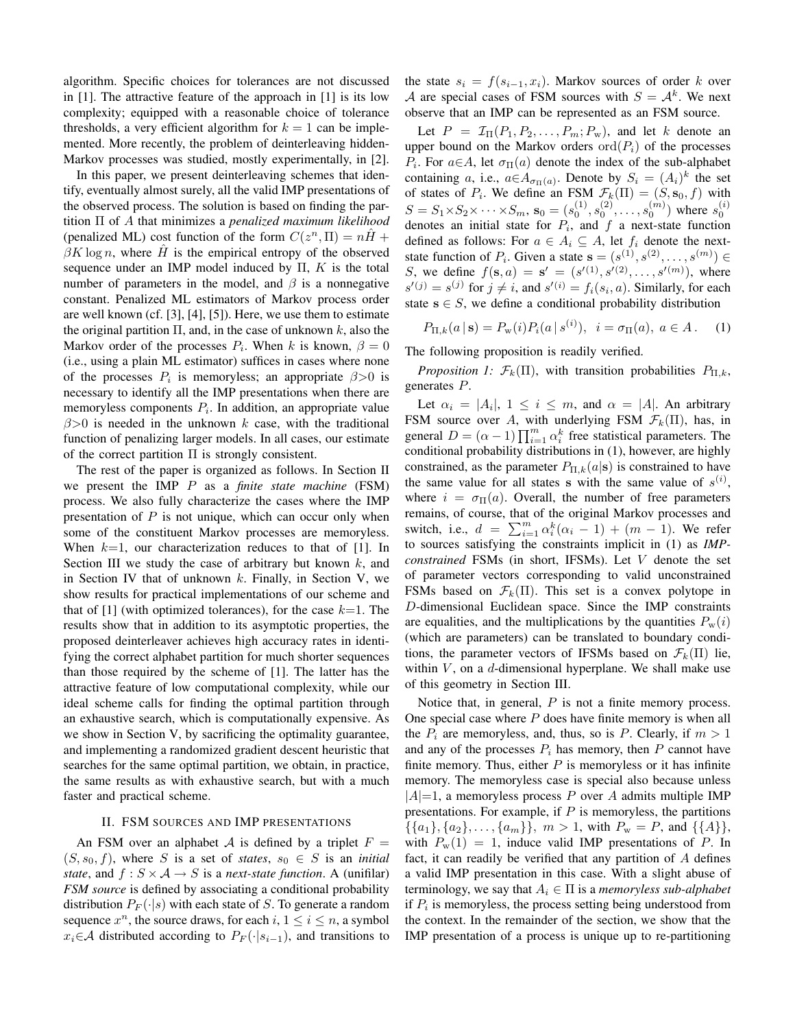algorithm. Specific choices for tolerances are not discussed in [1]. The attractive feature of the approach in [1] is its low complexity; equipped with a reasonable choice of tolerance thresholds, a very efficient algorithm for $k=1$ can be implemented. More recently, the problem of deinterleaving hidden-Markov processes was studied, mostly experimentally, in [2].

In this paper, we present deinterleaving schemes that identify, eventually almost surely, all the valid IMP presentations of the observed process. The solution is based on finding the partition $\Pi$ of $A$ that minimizes a *penalized maximum likelihood* (penalized ML) cost function of the form $C(z^n, \Pi) = n\hat{H} + \beta K \log n$, where $\hat{H}$ is the empirical entropy of the observed sequence under an IMP model induced by $\Pi$, $K$ is the total number of parameters in the model, and $\beta$ is a nonnegative constant. Penalized ML estimators of Markov process order are well known (cf. [3], [4], [5]). Here, we use them to estimate the original partition $\Pi$, and, in the case of unknown $k$, also the Markov order of the processes $P_i$. When $k$ is known, $\beta = 0$ (i.e., using a plain ML estimator) suffices in cases where none of the processes $P_i$ is memoryless; an appropriate $\beta > 0$ is necessary to identify all the IMP presentations when there are memoryless components $P_i$. In addition, an appropriate value $\beta > 0$ is needed in the unknown $k$ case, with the traditional function of penalizing larger models. In all cases, our estimate of the correct partition $\Pi$ is strongly consistent.

The rest of the paper is organized as follows. In Section II we present the IMP $P$ as a *finite state machine* (FSM) process. We also fully characterize the cases where the IMP presentation of $P$ is not unique, which can occur only when some of the constituent Markov processes are memoryless. When $k=1$, our characterization reduces to that of [1]. In Section III we study the case of arbitrary but known $k$, and in Section IV that of unknown $k$. Finally, in Section V, we show results for practical implementations of our scheme and that of [1] (with optimized tolerances), for the case $k=1$. The results show that in addition to its asymptotic properties, the proposed deinterleaver achieves high accuracy rates in identifying the correct alphabet partition for much shorter sequences than those required by the scheme of [1]. The latter has the attractive feature of low computational complexity, while our ideal scheme calls for finding the optimal partition through an exhaustive search, which is computationally expensive. As we show in Section V, by sacrificing the optimality guarantee, and implementing a randomized gradient descent heuristic that searches for the same optimal partition, we obtain, in practice, the same results as with exhaustive search, but with a much faster and practical scheme.

## II. FSM SOURCES AND IMP PRESENTATIONS

An FSM over an alphabet $\mathcal{A}$ is defined by a triplet $F = (S, s_0, f)$, where $S$ is a set of *states*, $s_0 \in S$ is an *initial state*, and $f : S \times \mathcal{A} \to S$ is a *next-state function*. A (unifilar) *FSM source* is defined by associating a conditional probability distribution $P_F(\cdot|s)$ with each state of $S$. To generate a random sequence $x^n$, the source draws, for each $i$, $1 \le i \le n$, a symbol $x_i \in \mathcal{A}$ distributed according to $P_F(\cdot|s_{i-1})$, and transitions to the state $s_i = f(s_{i-1}, x_i)$. Markov sources of order $k$ over $\mathcal{A}$ are special cases of FSM sources with $S = \mathcal{A}^k$. We next observe that an IMP can be represented as an FSM source.

Let $P = \mathcal{I}_\Pi(P_1, P_2, \ldots, P_m; P_{\rm w})$, and let $k$ denote an upper bound on the Markov orders $\mathrm{ord}(P_i)$ of the processes $P_i$. For $a \in A$, let $\sigma_\Pi(a)$ denote the index of the sub-alphabet containing $a$, i.e., $a \in A_{\sigma_\Pi(a)}$. Denote by $S_i = (A_i)^k$ the set of states of $P_i$. We define an FSM $\mathcal{F}_k(\Pi) = (S, \mathbf{s}_0, f)$ with $S = S_1 \times S_2 \times \cdots \times S_m$, $\mathbf{s}_0 = (s_0^{(1)}, s_0^{(2)}, \ldots, s_0^{(m)})$ where $s_0^{(i)}$ denotes an initial state for $P_i$, and $f$ a next-state function defined as follows: For $a \in A_i \subseteq A$, let $f_i$ denote the next-state function of $P_i$. Given a state $\mathbf{s} = (s^{(1)}, s^{(2)}, \ldots, s^{(m)}) \in S$, we define $f(\mathbf{s}, a) = \mathbf{s}' = (s'^{(1)}, s'^{(2)}, \ldots, s'^{(m)})$, where $s'^{(j)} = s^{(j)}$ for $j \ne i$, and $s'^{(i)} = f_i(s_i, a)$. Similarly, for each state $\mathbf{s} \in S$, we define a conditional probability distribution

$$P_{\Pi,k}(a\,|\,\mathbf{s}) = P_{\rm w}(i) P_i(a\,|\,s^{(i)}), \;\; i = \sigma_\Pi(a), \; a \in A\,. \quad (1)$$

The following proposition is readily verified.

*Proposition 1:* $\mathcal{F}_k(\Pi)$, with transition probabilities $P_{\Pi,k}$, generates $P$.

Let $\alpha_i = |A_i|$, $1 \le i \le m$, and $\alpha = |A|$. An arbitrary FSM source over $A$, with underlying FSM $\mathcal{F}_k(\Pi)$, has, in general $D = (\alpha - 1)\prod_{i=1}^m \alpha_i^k$ free statistical parameters. The conditional probability distributions in (1), however, are highly constrained, as the parameter $P_{\Pi,k}(a|\mathbf{s})$ is constrained to have the same value for all states $\mathbf{s}$ with the same value of $s^{(i)}$, where $i = \sigma_\Pi(a)$. Overall, the number of free parameters remains, of course, that of the original Markov processes and switch, i.e., $d = \sum_{i=1}^m \alpha_i^k(\alpha_i - 1) + (m-1)$. We refer to sources satisfying the constraints implicit in (1) as *IMP-constrained* FSMs (in short, IFSMs). Let $V$ denote the set of parameter vectors corresponding to valid unconstrained FSMs based on $\mathcal{F}_k(\Pi)$. This set is a convex polytope in $D$-dimensional Euclidean space. Since the IMP constraints are equalities, and the multiplications by the quantities $P_{\rm w}(i)$ (which are parameters) can be translated to boundary conditions, the parameter vectors of IFSMs based on $\mathcal{F}_k(\Pi)$ lie, within $V$, on a $d$-dimensional hyperplane. We shall make use of this geometry in Section III.

Notice that, in general, $P$ is not a finite memory process. One special case where $P$ does have finite memory is when all the $P_i$ are memoryless, and, thus, so is $P$. Clearly, if $m > 1$ and any of the processes $P_i$ has memory, then $P$ cannot have finite memory. Thus, either $P$ is memoryless or it has infinite memory. The memoryless case is special also because unless $|A|=1$, a memoryless process $P$ over $A$ admits multiple IMP presentations. For example, if $P$ is memoryless, the partitions $\{\{a_1\}, \{a_2\}, \ldots, \{a_m\}\}$, $m > 1$, with $P_{\rm w} = P$, and $\{\{A\}\}$, with $P_{\rm w}(1) = 1$, induce valid IMP presentations of $P$. In fact, it can readily be verified that any partition of $A$ defines a valid IMP presentation in this case. With a slight abuse of terminology, we say that $A_i \in \Pi$ is a *memoryless sub-alphabet* if $P_i$ is memoryless, the process setting being understood from the context. In the remainder of the section, we show that the IMP presentation of a process is unique up to re-partitioning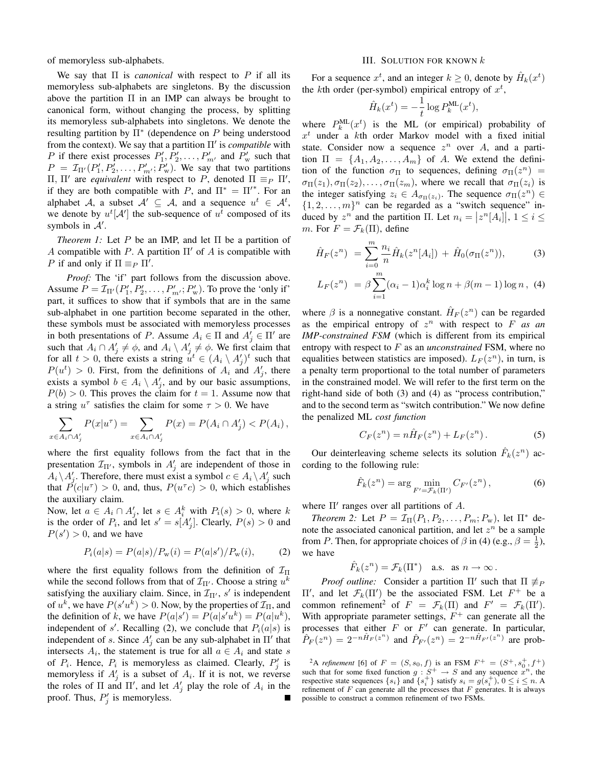of memoryless sub-alphabets.

We say that $\Pi$ is *canonical* with respect to $P$ if all its memoryless sub-alphabets are singletons. By the discussion above the partition $\Pi$ in an IMP can always be brought to canonical form, without changing the process, by splitting its memoryless sub-alphabets into singletons. We denote the resulting partition by $\Pi^*$ (dependence on $P$ being understood from the context). We say that a partition $\Pi'$ is *compatible* with $P$ if there exist processes $P'_1, P'_2, \ldots, P'_{m'}$ and $P'_{\rm w}$ such that $P = \mathcal{I}_{\Pi'}(P'_1, P'_2, \ldots, P'_{m'}; P'_{\rm w})$. We say that two partitions $\Pi$, $\Pi'$ are *equivalent* with respect to $P$, denoted $\Pi \equiv_P \Pi'$, if they are both compatible with $P$, and $\Pi^* = \Pi'^*$. For an alphabet $\mathcal{A}$, a subset $\mathcal{A}' \subseteq \mathcal{A}$, and a sequence $u^t \in \mathcal{A}^t$, we denote by $u^t[\mathcal{A}']$ the sub-sequence of $u^t$ composed of its symbols in $\mathcal{A}'$.

*Theorem 1:* Let $P$ be an IMP, and let $\Pi$ be a partition of $A$ compatible with $P$. A partition $\Pi'$ of $A$ is compatible with $P$ if and only if $\Pi \equiv_P \Pi'$.

*Proof:* The 'if' part follows from the discussion above. Assume $P = \mathcal{I}_{\Pi'}(P'_1, P'_2, \ldots, P'_{m'}; P'_{\rm w})$. To prove the 'only if' part, it suffices to show that if symbols that are in the same sub-alphabet in one partition become separated in the other, these symbols must be associated with memoryless processes in both presentations of $P$. Assume $A_i \in \Pi$ and $A'_j \in \Pi'$ are such that $A_i \cap A'_j \neq \phi$, and $A_i \setminus A'_j \neq \phi$. We first claim that for all $t > 0$, there exists a string $u^t \in (A_i \setminus A'_j)^t$ such that $P(u^t) > 0$. First, from the definitions of $A_i$ and $A'_j$, there exists a symbol $b \in A_i \setminus A'_j$, and by our basic assumptions, $P(b) > 0$. This proves the claim for $t = 1$. Assume now that a string $u^\tau$ satisfies the claim for some $\tau > 0$. We have

$$\sum_{x \in A_i \cap A'_j} P(x|u^\tau) = \sum_{x \in A_i \cap A'_j} P(x) = P(A_i \cap A'_j) < P(A_i)\,,$$

where the first equality follows from the fact that in the presentation $\mathcal{I}_{\Pi'}$, symbols in $A'_j$ are independent of those in $A_i \setminus A'_j$. Therefore, there must exist a symbol $c \in A_i \setminus A'_j$ such that $P(c|u^\tau) > 0$, and, thus, $P(u^\tau c) > 0$, which establishes the auxiliary claim.

Now, let $a \in A_i \cap A'_j$, let $s \in A_i^k$ with $P_i(s) > 0$, where $k$ is the order of $P_i$, and let $s' = s[A'_j]$. Clearly, $P(s) > 0$ and $P(s') > 0$, and we have

$$P_i(a|s) = P(a|s)/P_{\rm w}(i) = P(a|s')/P_{\rm w}(i), \tag{2}$$

where the first equality follows from the definition of $\mathcal{I}_\Pi$ while the second follows from that of $\mathcal{I}_{\Pi'}$. Choose a string $u^k$ satisfying the auxiliary claim. Since, in $\mathcal{I}_{\Pi'}$, $s'$ is independent of $u^k$, we have $P(s'u^k) > 0$. Now, by the properties of $\mathcal{I}_\Pi$, and the definition of $k$, we have $P(a|s') = P(a|s'u^k) = P(a|u^k)$, independent of $s'$. Recalling (2), we conclude that $P_i(a|s)$ is independent of $s$. Since $A'_j$ can be any sub-alphabet in $\Pi'$ that intersects $A_i$, the statement is true for all $a \in A_i$ and state $s$ of $P_i$. Hence, $P_i$ is memoryless as claimed. Clearly, $P'_j$ is memoryless if $A'_j$ is a subset of $A_i$. If it is not, we reverse the roles of $\Pi$ and $\Pi'$, and let $A'_j$ play the role of $A_i$ in the proof. Thus, $P'_j$ is memoryless. ∎

## III. Solution for known $k$

For a sequence $x^t$, and an integer $k \geq 0$, denote by $\hat{H}_k(x^t)$ the $k$th order (per-symbol) empirical entropy of $x^t$,

$$\hat{H}_k(x^t) = -\frac{1}{t}\log P_k^{\rm ML}(x^t),$$

where $P_k^{\rm ML}(x^t)$ is the ML (or empirical) probability of $x^t$ under a $k$th order Markov model with a fixed initial state. Consider now a sequence $z^n$ over $A$, and a partition $\Pi = \{A_1, A_2, \ldots, A_m\}$ of $A$. We extend the definition of the function $\sigma_\Pi$ to sequences, defining $\sigma_\Pi(z^n) = \sigma_\Pi(z_1), \sigma_\Pi(z_2), \ldots, \sigma_\Pi(z_m)$, where we recall that $\sigma_\Pi(z_i)$ is the integer satisfying $z_i \in A_{\sigma_\Pi(z_i)}$. The sequence $\sigma_\Pi(z^n) \in \{1, 2, \ldots, m\}^n$ can be regarded as a "switch sequence" induced by $z^n$ and the partition $\Pi$. Let $n_i = \left|z^n[A_i]\right|$, $1 \leq i \leq m$. For $F = \mathcal{F}_k(\Pi)$, define

$$\hat{H}_F(z^n) \;= \sum_{i=0}^{m} \frac{n_i}{n}\hat{H}_k(z^n[A_i]) \;+\; \hat{H}_0(\sigma_\Pi(z^n)), \tag{3}$$

$$L_F(z^n) \;= \beta\sum_{i=1}^{m}(\alpha_i - 1)\alpha_i^k \log n + \beta(m-1)\log n\,, \tag{4}$$

where $\beta$ is a nonnegative constant. $\hat{H}_F(z^n)$ can be regarded as the empirical entropy of $z^n$ with respect to $F$ *as an IMP-constrained FSM* (which is different from its empirical entropy with respect to $F$ as an *unconstrained* FSM, where no equalities between statistics are imposed). $L_F(z^n)$, in turn, is a penalty term proportional to the total number of parameters in the constrained model. We will refer to the first term on the right-hand side of both (3) and (4) as "process contribution," and to the second term as "switch contribution." We now define the penalized ML *cost function*

$$C_F(z^n) = n\hat{H}_F(z^n) + L_F(z^n)\,. \tag{5}$$

Our deinterleaving scheme selects its solution $\hat{F}_k(z^n)$ according to the following rule:

$$\hat{F}_k(z^n) = \arg\min_{F' = \mathcal{F}_k(\Pi')} C_{F'}(z^n)\,, \tag{6}$$

where $\Pi'$ ranges over all partitions of $A$.

*Theorem 2:* Let $P = \mathcal{I}_\Pi(P_1, P_2, \ldots, P_m; P_{\rm w})$, let $\Pi^*$ denote the associated canonical partition, and let $z^n$ be a sample from $P$. Then, for appropriate choices of $\beta$ in (4) (e.g., $\beta = \frac{1}{2}$), we have

$$\hat{F}_k(z^n) = \mathcal{F}_k(\Pi^*) \quad \text{a.s.} \;\; \text{as } n \to \infty\,.$$

*Proof outline:* Consider a partition $\Pi'$ such that $\Pi \not\equiv_P \Pi'$, and let $\mathcal{F}_k(\Pi')$ be the associated FSM. Let $F^+$ be a common refinement[2] of $F = \mathcal{F}_k(\Pi)$ and $F' = \mathcal{F}_k(\Pi')$. With appropriate parameter settings, $F^+$ can generate all the processes that either $F$ or $F'$ can generate. In particular, $\hat{P}_F(z^n) = 2^{-n\hat{H}_F(z^n)}$ and $\hat{P}_{F'}(z^n) = 2^{-n\hat{H}_{F'}(z^n)}$ are prob-

[2]A *refinement* [6] of $F = (S, s_0, f)$ is an FSM $F^+ = (S^+, s_0^+, f^+)$ such that for some fixed function $g : S^+ \to S$ and any sequence $x^n$, the respective state sequences $\{s_i\}$ and $\{s_i^+\}$ satisfy $s_i = g(s_i^+)$, $0 \leq i \leq n$. A refinement of $F$ can generate all the processes that $F$ generates. It is always possible to construct a common refinement of two FSMs.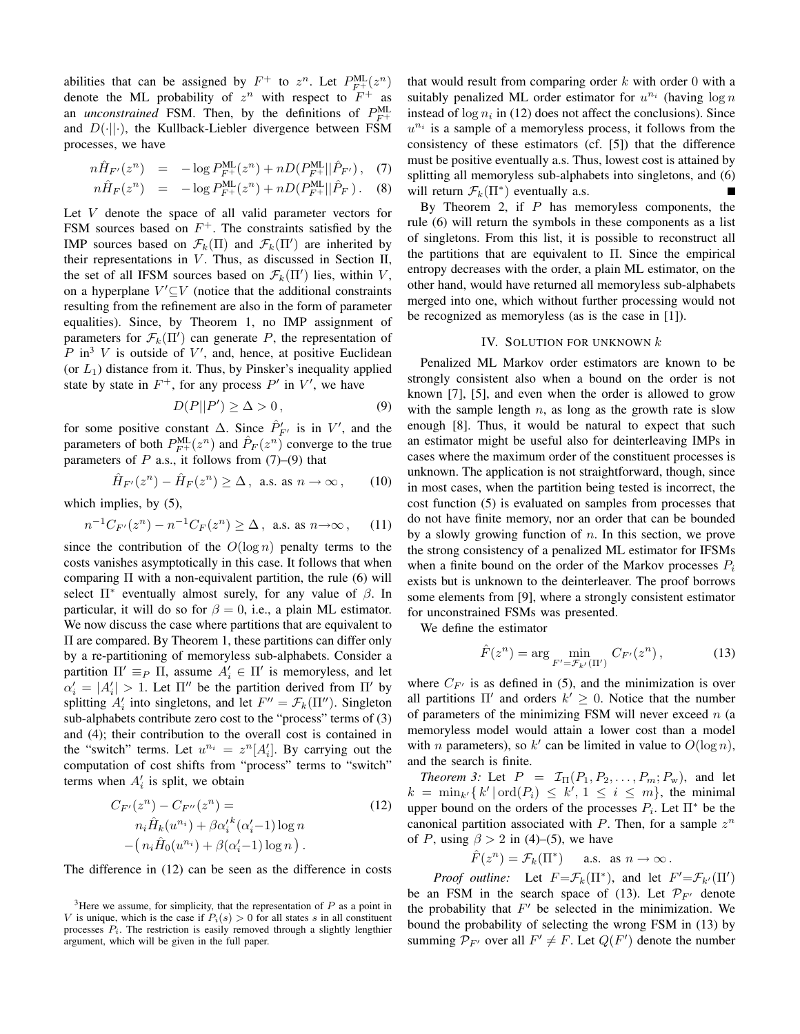abilities that can be assigned by $F^+$ to $z^n$. Let $P^{\mathrm{ML}}_{F^+}(z^n)$ denote the ML probability of $z^n$ with respect to $F^+$ as an *unconstrained* FSM. Then, by the definitions of $P^{\mathrm{ML}}_{F^+}$ and $D(\cdot||\cdot)$, the Kullback-Liebler divergence between FSM processes, we have

$$n\hat{H}_{F'}(z^n) = -\log P^{\mathrm{ML}}_{F^+}(z^n) + nD(P^{\mathrm{ML}}_{F^+}||\hat{P}_{F'}), \quad (7)$$

$$n\hat{H}_{F}(z^n) = -\log P^{\mathrm{ML}}_{F^+}(z^n) + nD(P^{\mathrm{ML}}_{F^+}||\hat{P}_{F}). \quad (8)$$

Let $V$ denote the space of all valid parameter vectors for FSM sources based on $F^+$. The constraints satisfied by the IMP sources based on $\mathcal{F}_k(\Pi)$ and $\mathcal{F}_k(\Pi')$ are inherited by their representations in $V$. Thus, as discussed in Section II, the set of all IFSM sources based on $\mathcal{F}_k(\Pi')$ lies, within $V$, on a hyperplane $V'\subseteq V$ (notice that the additional constraints resulting from the refinement are also in the form of parameter equalities). Since, by Theorem 1, no IMP assignment of parameters for $\mathcal{F}_k(\Pi')$ can generate $P$, the representation of $P$ in[3] $V$ is outside of $V'$, and, hence, at positive Euclidean (or $L_1$) distance from it. Thus, by Pinsker's inequality applied state by state in $F^+$, for any process $P'$ in $V'$, we have

$$D(P||P') \geq \Delta > 0, \quad (9)$$

for some positive constant $\Delta$. Since $\hat{P}'_{F'}$ is in $V'$, and the parameters of both $P^{\mathrm{ML}}_{F^+}(z^n)$ and $\hat{P}_F(z^n)$ converge to the true parameters of $P$ a.s., it follows from (7)–(9) that

$$\hat{H}_{F'}(z^n) - \hat{H}_F(z^n) \geq \Delta, \text{ a.s. as } n\to\infty, \quad (10)$$

which implies, by (5),

$$n^{-1}C_{F'}(z^n) - n^{-1}C_F(z^n) \geq \Delta, \text{ a.s. as } n\to\infty, \quad (11)$$

since the contribution of the $O(\log n)$ penalty terms to the costs vanishes asymptotically in this case. It follows that when comparing $\Pi$ with a non-equivalent partition, the rule (6) will select $\Pi^*$ eventually almost surely, for any value of $\beta$. In particular, it will do so for $\beta = 0$, i.e., a plain ML estimator. We now discuss the case where partitions that are equivalent to $\Pi$ are compared. By Theorem 1, these partitions can differ only by a re-partitioning of memoryless sub-alphabets. Consider a partition $\Pi' \equiv_P \Pi$, assume $A'_i \in \Pi'$ is memoryless, and let $\alpha'_i = |A'_i| > 1$. Let $\Pi''$ be the partition derived from $\Pi'$ by splitting $A'_i$ into singletons, and let $F'' = \mathcal{F}_k(\Pi'')$. Singleton sub-alphabets contribute zero cost to the "process" terms of (3) and (4); their contribution to the overall cost is contained in the "switch" terms. Let $u^{n_i} = z^n[A'_i]$. By carrying out the computation of cost shifts from "process" terms to "switch" terms when $A'_i$ is split, we obtain

$$\begin{aligned} C_{F'}(z^n) - C_{F''}(z^n) = & \quad (12)\\ n_i\hat{H}_k(u^{n_i}) &+ \beta{\alpha'_i}^k(\alpha'_i-1)\log n\\ -\big(n_i\hat{H}_0(u^{n_i}) &+ \beta(\alpha'_i-1)\log n\big). \end{aligned}$$

The difference in (12) can be seen as the difference in costs that would result from comparing order $k$ with order 0 with a suitably penalized ML order estimator for $u^{n_i}$ (having $\log n$ instead of $\log n_i$ in (12) does not affect the conclusions). Since $u^{n_i}$ is a sample of a memoryless process, it follows from the consistency of these estimators (cf. [5]) that the difference must be positive eventually a.s. Thus, lowest cost is attained by splitting all memoryless sub-alphabets into singletons, and (6) will return $\mathcal{F}_k(\Pi^*)$ eventually a.s. ∎

By Theorem 2, if $P$ has memoryless components, the rule (6) will return the symbols in these components as a list of singletons. From this list, it is possible to reconstruct all the partitions that are equivalent to $\Pi$. Since the empirical entropy decreases with the order, a plain ML estimator, on the other hand, would have returned all memoryless sub-alphabets merged into one, which without further processing would not be recognized as memoryless (as is the case in [1]).

## IV. Solution for unknown $k$

Penalized ML Markov order estimators are known to be strongly consistent also when a bound on the order is not known [7], [5], and even when the order is allowed to grow with the sample length $n$, as long as the growth rate is slow enough [8]. Thus, it would be natural to expect that such an estimator might be useful also for deinterleaving IMPs in cases where the maximum order of the constituent processes is unknown. The application is not straightforward, though, since in most cases, when the partition being tested is incorrect, the cost function (5) is evaluated on samples from processes that do not have finite memory, nor an order that can be bounded by a slowly growing function of $n$. In this section, we prove the strong consistency of a penalized ML estimator for IFSMs when a finite bound on the order of the Markov processes $P_i$ exists but is unknown to the deinterleaver. The proof borrows some elements from [9], where a strongly consistent estimator for unconstrained FSMs was presented.

We define the estimator

$$\hat{F}(z^n) = \arg\min_{F'=\mathcal{F}_{k'}(\Pi')} C_{F'}(z^n), \quad (13)$$

where $C_{F'}$ is as defined in (5), and the minimization is over all partitions $\Pi'$ and orders $k' \geq 0$. Notice that the number of parameters of the minimizing FSM will never exceed $n$ (a memoryless model would attain a lower cost than a model with $n$ parameters), so $k'$ can be limited in value to $O(\log n)$, and the search is finite.

*Theorem 3:* Let $P = \mathcal{I}_\Pi(P_1, P_2, \ldots, P_m; P_{\mathrm{w}})$, and let $k = \min_{k'}\{\, k' \,|\, \mathrm{ord}(P_i) \leq k', 1 \leq i \leq m\}$, the minimal upper bound on the orders of the processes $P_i$. Let $\Pi^*$ be the canonical partition associated with $P$. Then, for a sample $z^n$ of $P$, using $\beta > 2$ in (4)–(5), we have

$$\hat{F}(z^n) = \mathcal{F}_k(\Pi^*) \quad \text{a.s. as } n\to\infty.$$

*Proof outline:* Let $F=\mathcal{F}_k(\Pi^*)$, and let $F'=\mathcal{F}_{k'}(\Pi')$ be an FSM in the search space of (13). Let $\mathcal{P}_{F'}$ denote the probability that $F'$ be selected in the minimization. We bound the probability of selecting the wrong FSM in (13) by summing $\mathcal{P}_{F'}$ over all $F' \neq F$. Let $Q(F')$ denote the number

[3] Here we assume, for simplicity, that the representation of $P$ as a point in $V$ is unique, which is the case if $P_i(s) > 0$ for all states $s$ in all constituent processes $P_i$. The restriction is easily removed through a slightly lengthier argument, which will be given in the full paper.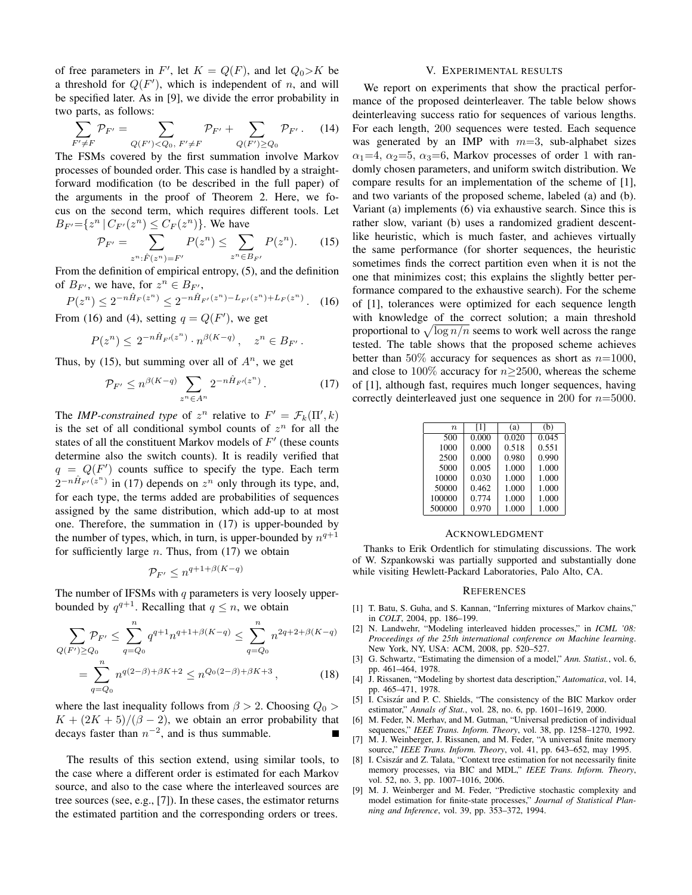of free parameters in $F'$, let $K = Q(F)$, and let $Q_0 > K$ be a threshold for $Q(F')$, which is independent of $n$, and will be specified later. As in [9], we divide the error probability in two parts, as follows:

$$\sum_{F' \neq F} \mathcal{P}_{F'} = \sum_{Q(F') < Q_0,\ F' \neq F} \mathcal{P}_{F'} + \sum_{Q(F') \geq Q_0} \mathcal{P}_{F'} . \quad (14)$$

The FSMs covered by the first summation involve Markov processes of bounded order. This case is handled by a straightforward modification (to be described in the full paper) of the arguments in the proof of Theorem 2. Here, we focus on the second term, which requires different tools. Let $B_{F'} = \{z^n \,|\, C_{F'}(z^n) \leq C_F(z^n)\}$. We have

$$\mathcal{P}_{F'} = \sum_{z^n : \hat{F}(z^n) = F'} P(z^n) \leq \sum_{z^n \in B_{F'}} P(z^n). \quad (15)$$

From the definition of empirical entropy, (5), and the definition of $B_{F'}$, we have, for $z^n \in B_{F'}$,

$$P(z^n) \leq 2^{-n\hat{H}_F(z^n)} \leq 2^{-n\hat{H}_{F'}(z^n) - L_{F'}(z^n) + L_F(z^n)} . \quad (16)$$

From (16) and (4), setting $q = Q(F')$, we get

$$P(z^n) \leq 2^{-n\hat{H}_{F'}(z^n)} \cdot n^{\beta(K-q)} , \quad z^n \in B_{F'} .$$

Thus, by (15), but summing over all of $A^n$, we get

$$\mathcal{P}_{F'} \leq n^{\beta(K-q)} \sum_{z^n \in A^n} 2^{-n\hat{H}_{F'}(z^n)} . \quad (17)$$

The *IMP-constrained type* of $z^n$ relative to $F' = \mathcal{F}_k(\Pi', k)$ is the set of all conditional symbol counts of $z^n$ for all the states of all the constituent Markov models of $F'$ (these counts determine also the switch counts). It is readily verified that $q = Q(F')$ counts suffice to specify the type. Each term $2^{-n\hat{H}_{F'}(z^n)}$ in (17) depends on $z^n$ only through its type, and, for each type, the terms added are probabilities of sequences assigned by the same distribution, which add-up to at most one. Therefore, the summation in (17) is upper-bounded by the number of types, which, in turn, is upper-bounded by $n^{q+1}$ for sufficiently large $n$. Thus, from (17) we obtain

$$\mathcal{P}_{F'} \leq n^{q+1+\beta(K-q)}$$

The number of IFSMs with $q$ parameters is very loosely upper-bounded by $q^{q+1}$. Recalling that $q \leq n$, we obtain

$$\sum_{Q(F') \geq Q_0} \mathcal{P}_{F'} \leq \sum_{q=Q_0}^{n} q^{q+1} n^{q+1+\beta(K-q)} \leq \sum_{q=Q_0}^{n} n^{2q+2+\beta(K-q)}$$

$$= \sum_{q=Q_0}^{n} n^{q(2-\beta)+\beta K+2} \leq n^{Q_0(2-\beta)+\beta K+3} , \quad (18)$$

where the last inequality follows from $\beta > 2$. Choosing $Q_0 > K + (2K+5)/(\beta-2)$, we obtain an error probability that decays faster than $n^{-2}$, and is thus summable. ∎

The results of this section extend, using similar tools, to the case where a different order is estimated for each Markov source, and also to the case where the interleaved sources are tree sources (see, e.g., [7]). In these cases, the estimator returns the estimated partition and the corresponding orders or trees.

## V. Experimental results

We report on experiments that show the practical performance of the proposed deinterleaver. The table below shows deinterleaving success ratio for sequences of various lengths. For each length, 200 sequences were tested. Each sequence was generated by an IMP with $m=3$, sub-alphabet sizes $\alpha_1=4$, $\alpha_2=5$, $\alpha_3=6$, Markov processes of order 1 with randomly chosen parameters, and uniform switch distribution. We compare results for an implementation of the scheme of [1], and two variants of the proposed scheme, labeled (a) and (b). Variant (a) implements (6) via exhaustive search. Since this is rather slow, variant (b) uses a randomized gradient descent-like heuristic, which is much faster, and achieves virtually the same performance (for shorter sequences, the heuristic sometimes finds the correct partition even when it is not the one that minimizes cost; this explains the slightly better performance compared to the exhaustive search). For the scheme of [1], tolerances were optimized for each sequence length with knowledge of the correct solution; a main threshold proportional to $\sqrt{\log n / n}$ seems to work well across the range tested. The table shows that the proposed scheme achieves better than 50% accuracy for sequences as short as $n=1000$, and close to 100% accuracy for $n \geq 2500$, whereas the scheme of [1], although fast, requires much longer sequences, having correctly deinterleaved just one sequence in 200 for $n=5000$.

| $n$ | [1] | (a) | (b) |
|---|---|---|---|
| 500 | 0.000 | 0.020 | 0.045 |
| 1000 | 0.000 | 0.518 | 0.551 |
| 2500 | 0.000 | 0.980 | 0.990 |
| 5000 | 0.005 | 1.000 | 1.000 |
| 10000 | 0.030 | 1.000 | 1.000 |
| 50000 | 0.462 | 1.000 | 1.000 |
| 100000 | 0.774 | 1.000 | 1.000 |
| 500000 | 0.970 | 1.000 | 1.000 |

## Acknowledgment

Thanks to Erik Ordentlich for stimulating discussions. The work of W. Szpankowski was partially supported and substantially done while visiting Hewlett-Packard Laboratories, Palo Alto, CA.

## References

[1] T. Batu, S. Guha, and S. Kannan, "Inferring mixtures of Markov chains," in *COLT*, 2004, pp. 186–199.

[2] N. Landwehr, "Modeling interleaved hidden processes," in *ICML '08: Proceedings of the 25th international conference on Machine learning*. New York, NY, USA: ACM, 2008, pp. 520–527.

[3] G. Schwartz, "Estimating the dimension of a model," *Ann. Statist.*, vol. 6, pp. 461–464, 1978.

[4] J. Rissanen, "Modeling by shortest data description," *Automatica*, vol. 14, pp. 465–471, 1978.

[5] I. Csiszár and P. C. Shields, "The consistency of the BIC Markov order estimator," *Annals of Stat.*, vol. 28, no. 6, pp. 1601–1619, 2000.

[6] M. Feder, N. Merhav, and M. Gutman, "Universal prediction of individual sequences," *IEEE Trans. Inform. Theory*, vol. 38, pp. 1258–1270, 1992.

[7] M. J. Weinberger, J. Rissanen, and M. Feder, "A universal finite memory source," *IEEE Trans. Inform. Theory*, vol. 41, pp. 643–652, may 1995.

[8] I. Csiszár and Z. Talata, "Context tree estimation for not necessarily finite memory processes, via BIC and MDL," *IEEE Trans. Inform. Theory*, vol. 52, no. 3, pp. 1007–1016, 2006.

[9] M. J. Weinberger and M. Feder, "Predictive stochastic complexity and model estimation for finite-state processes," *Journal of Statistical Planning and Inference*, vol. 39, pp. 353–372, 1994.